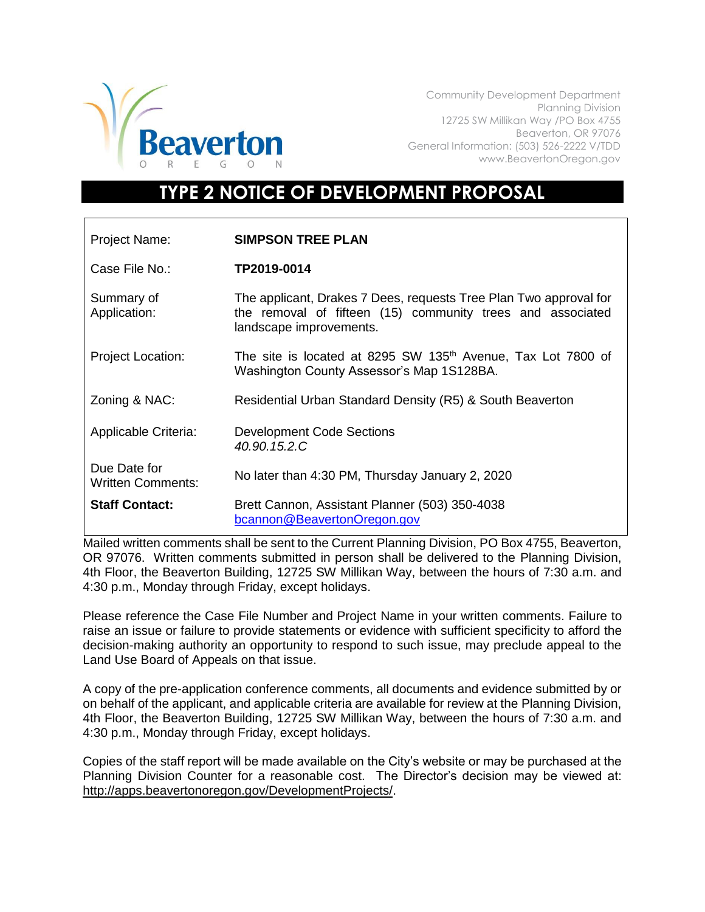Community Development Department
Planning Division
12725 SW Millikan Way /PO Box 4755
Beaverton, OR 97076
General Information: (503) 526-2222 V/TDD
www.BeavertonOregon.gov

# TYPE 2 NOTICE OF DEVELOPMENT PROPOSAL

| | |
|---|---|
| Project Name: | **SIMPSON TREE PLAN** |
| Case File No.: | **TP2019-0014** |
| Summary of Application: | The applicant, Drakes 7 Dees, requests Tree Plan Two approval for the removal of fifteen (15) community trees and associated landscape improvements. |
| Project Location: | The site is located at 8295 SW 135th Avenue, Tax Lot 7800 of Washington County Assessor's Map 1S128BA. |
| Zoning & NAC: | Residential Urban Standard Density (R5) & South Beaverton |
| Applicable Criteria: | Development Code Sections *40.90.15.2.C* |
| Due Date for Written Comments: | No later than 4:30 PM, Thursday January 2, 2020 |
| **Staff Contact:** | Brett Cannon, Assistant Planner (503) 350-4038 bcannon@BeavertonOregon.gov |

Mailed written comments shall be sent to the Current Planning Division, PO Box 4755, Beaverton, OR 97076. Written comments submitted in person shall be delivered to the Planning Division, 4th Floor, the Beaverton Building, 12725 SW Millikan Way, between the hours of 7:30 a.m. and 4:30 p.m., Monday through Friday, except holidays.

Please reference the Case File Number and Project Name in your written comments. Failure to raise an issue or failure to provide statements or evidence with sufficient specificity to afford the decision-making authority an opportunity to respond to such issue, may preclude appeal to the Land Use Board of Appeals on that issue.

A copy of the pre-application conference comments, all documents and evidence submitted by or on behalf of the applicant, and applicable criteria are available for review at the Planning Division, 4th Floor, the Beaverton Building, 12725 SW Millikan Way, between the hours of 7:30 a.m. and 4:30 p.m., Monday through Friday, except holidays.

Copies of the staff report will be made available on the City's website or may be purchased at the Planning Division Counter for a reasonable cost. The Director's decision may be viewed at: http://apps.beavertonoregon.gov/DevelopmentProjects/.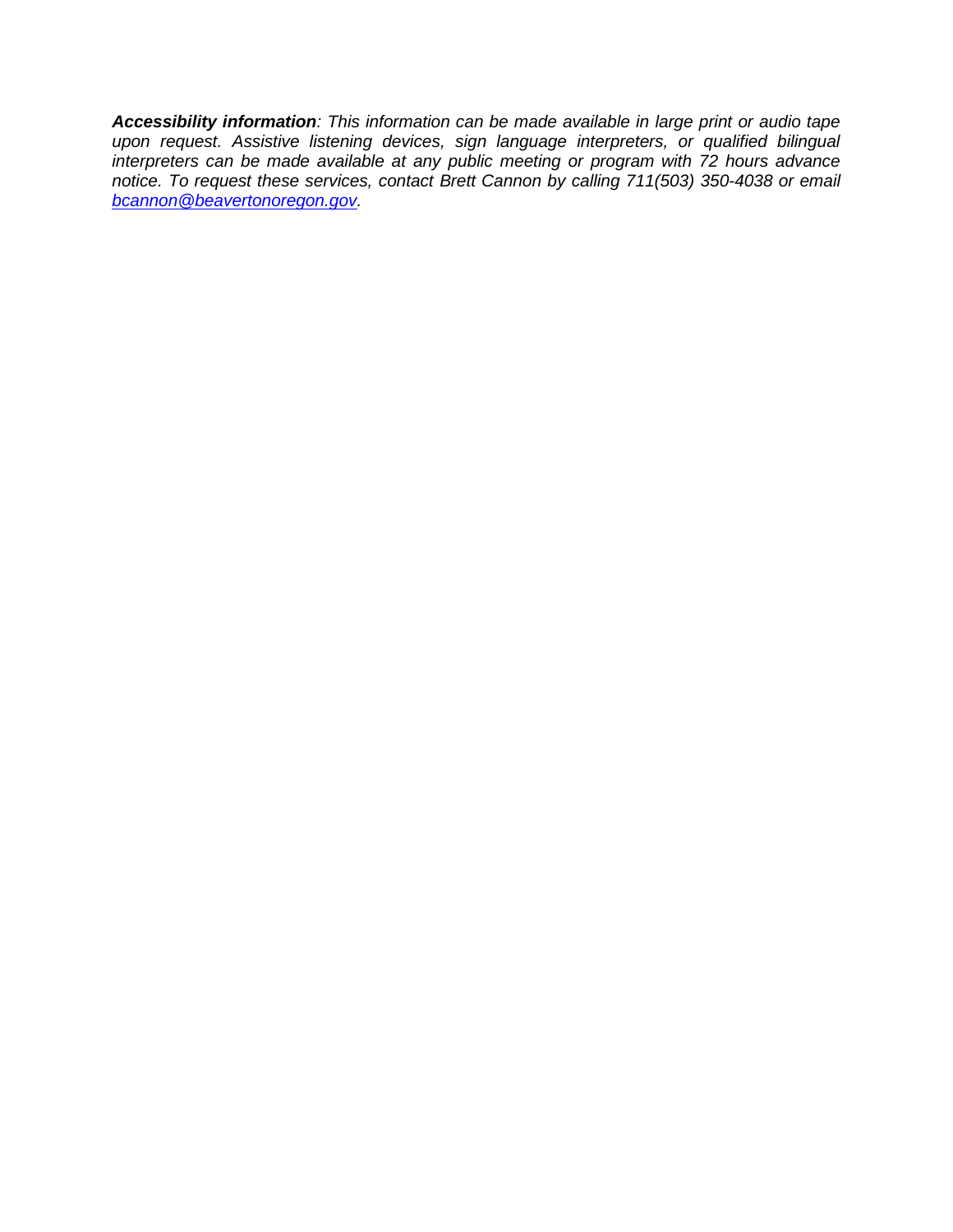***Accessibility information**: This information can be made available in large print or audio tape upon request. Assistive listening devices, sign language interpreters, or qualified bilingual interpreters can be made available at any public meeting or program with 72 hours advance notice. To request these services, contact Brett Cannon by calling 711(503) 350-4038 or email [bcannon@beavertonoregon.gov](mailto:bcannon@beavertonoregon.gov).*